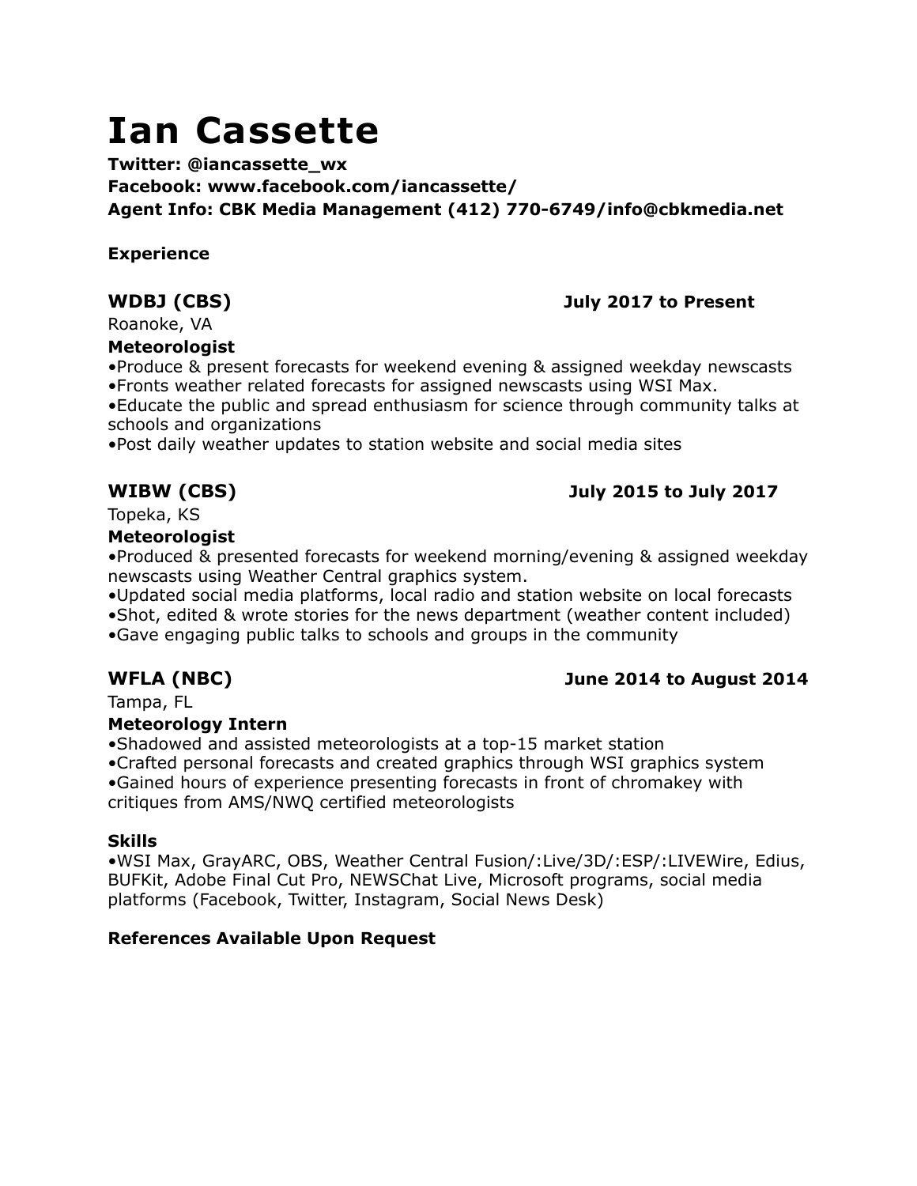# Ian Cassette

**Twitter: @iancassette_wx**
**Facebook: www.facebook.com/iancassette/**
**Agent Info: CBK Media Management (412) 770-6749/info@cbkmedia.net**

## Experience

### WDBJ (CBS) July 2017 to Present

Roanoke, VA

**Meteorologist**

- Produce & present forecasts for weekend evening & assigned weekday newscasts
- Fronts weather related forecasts for assigned newscasts using WSI Max.
- Educate the public and spread enthusiasm for science through community talks at schools and organizations
- Post daily weather updates to station website and social media sites

### WIBW (CBS) July 2015 to July 2017

Topeka, KS

**Meteorologist**

- Produced & presented forecasts for weekend morning/evening & assigned weekday newscasts using Weather Central graphics system.
- Updated social media platforms, local radio and station website on local forecasts
- Shot, edited & wrote stories for the news department (weather content included)
- Gave engaging public talks to schools and groups in the community

### WFLA (NBC) June 2014 to August 2014

Tampa, FL

**Meteorology Intern**

- Shadowed and assisted meteorologists at a top-15 market station
- Crafted personal forecasts and created graphics through WSI graphics system
- Gained hours of experience presenting forecasts in front of chromakey with critiques from AMS/NWQ certified meteorologists

## Skills

- WSI Max, GrayARC, OBS, Weather Central Fusion/:Live/3D/:ESP/:LIVEWire, Edius, BUFKit, Adobe Final Cut Pro, NEWSChat Live, Microsoft programs, social media platforms (Facebook, Twitter, Instagram, Social News Desk)

**References Available Upon Request**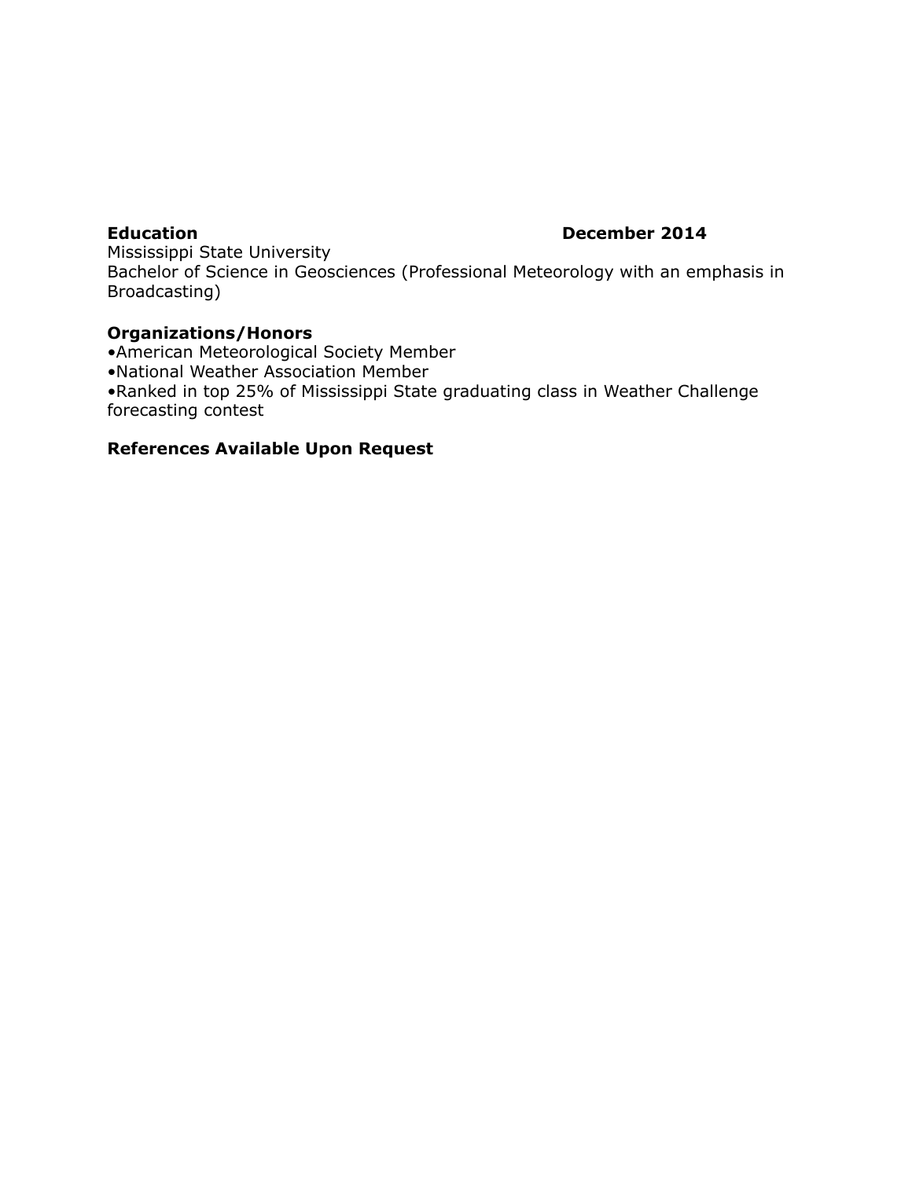**Education** **December 2014**

Mississippi State University
Bachelor of Science in Geosciences (Professional Meteorology with an emphasis in Broadcasting)

**Organizations/Honors**

- American Meteorological Society Member
- National Weather Association Member
- Ranked in top 25% of Mississippi State graduating class in Weather Challenge forecasting contest

**References Available Upon Request**